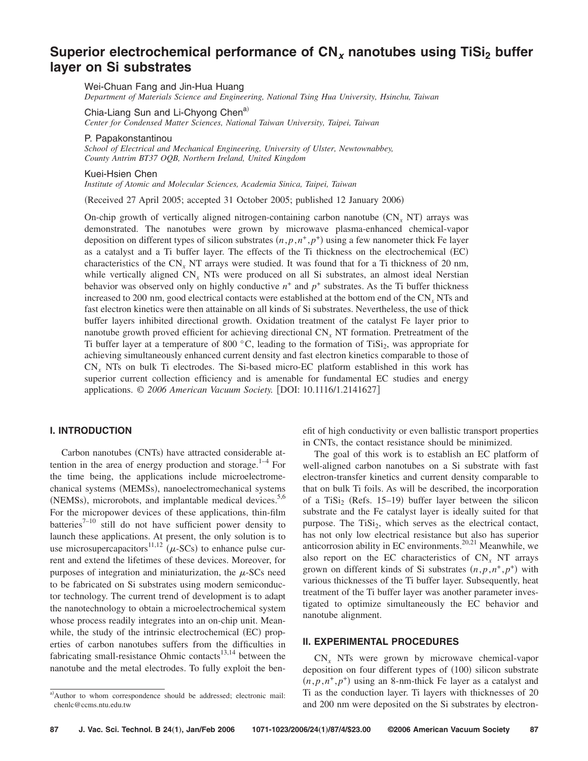# Superior electrochemical performance of $CN_x$ nanotubes using $TiSi_2$ buffer layer on Si substrates

Wei-Chuan Fang and Jin-Hua Huang
*Department of Materials Science and Engineering, National Tsing Hua University, Hsinchu, Taiwan*

Chia-Liang Sun and Li-Chyong Chen[a)]
*Center for Condensed Matter Sciences, National Taiwan University, Taipei, Taiwan*

P. Papakonstantinou
*School of Electrical and Mechanical Engineering, University of Ulster, Newtownabbey, County Antrim BT37 OQB, Northern Ireland, United Kingdom*

Kuei-Hsien Chen
*Institute of Atomic and Molecular Sciences, Academia Sinica, Taipei, Taiwan*

(Received 27 April 2005; accepted 31 October 2005; published 12 January 2006)

On-chip growth of vertically aligned nitrogen-containing carbon nanotube ($CN_x$ NT) arrays was demonstrated. The nanotubes were grown by microwave plasma-enhanced chemical-vapor deposition on different types of silicon substrates ($n,p,n^+,p^+$) using a few nanometer thick Fe layer as a catalyst and a Ti buffer layer. The effects of the Ti thickness on the electrochemical (EC) characteristics of the $CN_x$ NT arrays were studied. It was found that for a Ti thickness of 20 nm, while vertically aligned $CN_x$ NTs were produced on all Si substrates, an almost ideal Nerstian behavior was observed only on highly conductive $n^+$ and $p^+$ substrates. As the Ti buffer thickness increased to 200 nm, good electrical contacts were established at the bottom end of the $CN_x$ NTs and fast electron kinetics were then attainable on all kinds of Si substrates. Nevertheless, the use of thick buffer layers inhibited directional growth. Oxidation treatment of the catalyst Fe layer prior to nanotube growth proved efficient for achieving directional $CN_x$ NT formation. Pretreatment of the Ti buffer layer at a temperature of 800 °C, leading to the formation of $TiSi_2$, was appropriate for achieving simultaneously enhanced current density and fast electron kinetics comparable to those of $CN_x$ NTs on bulk Ti electrodes. The Si-based micro-EC platform established in this work has superior current collection efficiency and is amenable for fundamental EC studies and energy applications. © *2006 American Vacuum Society.* [DOI: 10.1116/1.2141627]

## I. INTRODUCTION

Carbon nanotubes (CNTs) have attracted considerable attention in the area of energy production and storage.[1–4] For the time being, the applications include microelectromechanical systems (MEMSs), nanoelectromechanical systems (NEMSs), microrobots, and implantable medical devices.[5,6] For the micropower devices of these applications, thin-film batteries[7–10] still do not have sufficient power density to launch these applications. At present, the only solution is to use microsupercapacitors[11,12] ($\mu$-SCs) to enhance pulse current and extend the lifetimes of these devices. Moreover, for purposes of integration and miniaturization, the $\mu$-SCs need to be fabricated on Si substrates using modern semiconductor technology. The current trend of development is to adapt the nanotechnology to obtain a microelectrochemical system whose process readily integrates into an on-chip unit. Meanwhile, the study of the intrinsic electrochemical (EC) properties of carbon nanotubes suffers from the difficulties in fabricating small-resistance Ohmic contacts[13,14] between the nanotube and the metal electrodes. To fully exploit the benefit of high conductivity or even ballistic transport properties in CNTs, the contact resistance should be minimized.

The goal of this work is to establish an EC platform of well-aligned carbon nanotubes on a Si substrate with fast electron-transfer kinetics and current density comparable to that on bulk Ti foils. As will be described, the incorporation of a $TiSi_2$ (Refs. 15–19) buffer layer between the silicon substrate and the Fe catalyst layer is ideally suited for that purpose. The $TiSi_2$, which serves as the electrical contact, has not only low electrical resistance but also has superior anticorrosion ability in EC environments.[20,21] Meanwhile, we also report on the EC characteristics of $CN_x$ NT arrays grown on different kinds of Si substrates ($n,p,n^+,p^+$) with various thicknesses of the Ti buffer layer. Subsequently, heat treatment of the Ti buffer layer was another parameter investigated to optimize simultaneously the EC behavior and nanotube alignment.

## II. EXPERIMENTAL PROCEDURES

$CN_x$ NTs were grown by microwave chemical-vapor deposition on four different types of (100) silicon substrate ($n,p,n^+,p^+$) using an 8-nm-thick Fe layer as a catalyst and Ti as the conduction layer. Ti layers with thicknesses of 20 and 200 nm were deposited on the Si substrates by electron-

[a)]Author to whom correspondence should be addressed; electronic mail: chenlc@ccms.ntu.edu.tw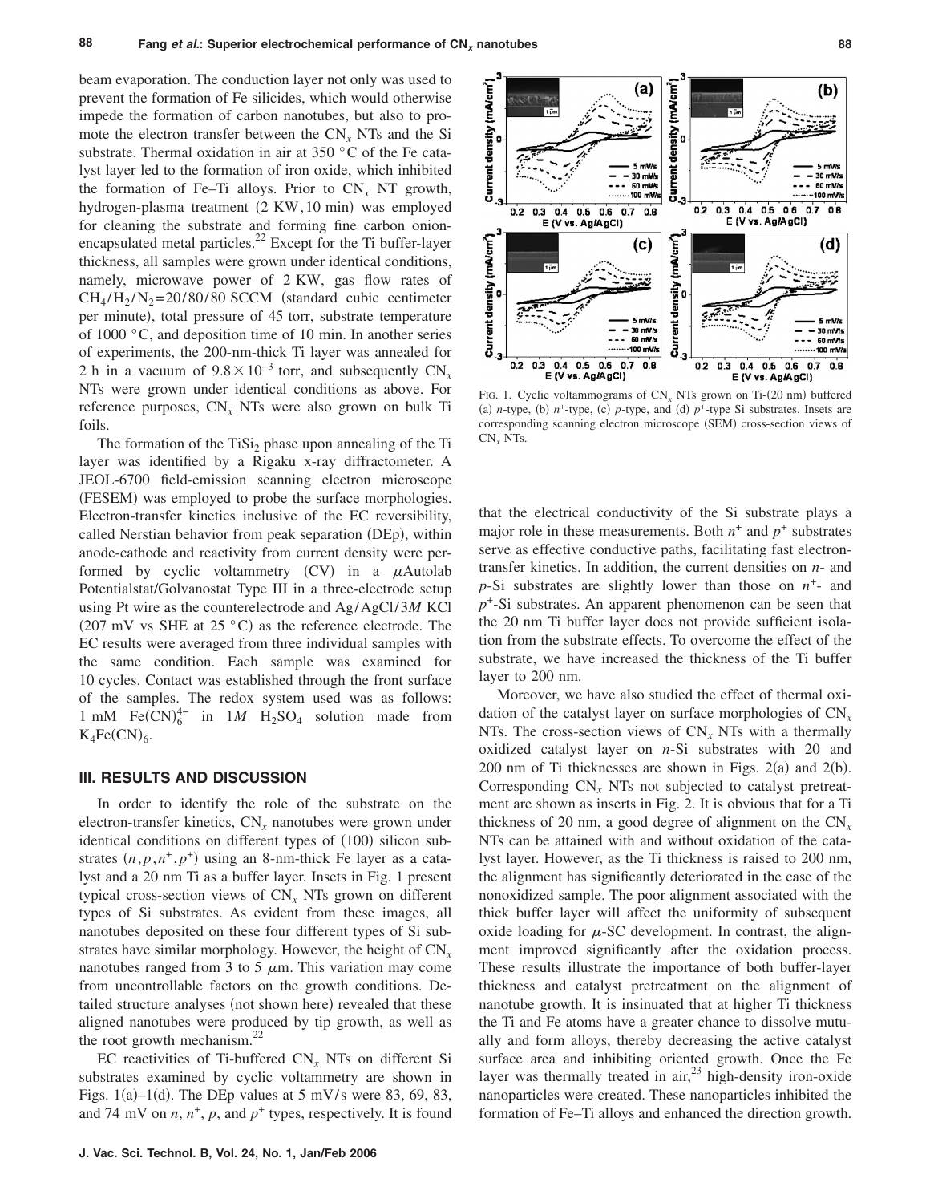beam evaporation. The conduction layer not only was used to prevent the formation of Fe silicides, which would otherwise impede the formation of carbon nanotubes, but also to promote the electron transfer between the $CN_x$ NTs and the Si substrate. Thermal oxidation in air at 350 °C of the Fe catalyst layer led to the formation of iron oxide, which inhibited the formation of Fe–Ti alloys. Prior to $CN_x$ NT growth, hydrogen-plasma treatment (2 KW, 10 min) was employed for cleaning the substrate and forming fine carbon onion-encapsulated metal particles.[22] Except for the Ti buffer-layer thickness, all samples were grown under identical conditions, namely, microwave power of 2 KW, gas flow rates of $CH_4/H_2/N_2=20/80/80$ SCCM (standard cubic centimeter per minute), total pressure of 45 torr, substrate temperature of 1000 °C, and deposition time of 10 min. In another series of experiments, the 200-nm-thick Ti layer was annealed for 2 h in a vacuum of $9.8\times10^{-3}$ torr, and subsequently $CN_x$ NTs were grown under identical conditions as above. For reference purposes, $CN_x$ NTs were also grown on bulk Ti foils.

The formation of the $TiSi_2$ phase upon annealing of the Ti layer was identified by a Rigaku x-ray diffractometer. A JEOL-6700 field-emission scanning electron microscope (FESEM) was employed to probe the surface morphologies. Electron-transfer kinetics inclusive of the EC reversibility, called Nerstian behavior from peak separation (DEp), within anode-cathode and reactivity from current density were performed by cyclic voltammetry (CV) in a $\mu$Autolab Potentialstat/Golvanostat Type III in a three-electrode setup using Pt wire as the counterelectrode and Ag/AgCl/3$M$ KCl (207 mV vs SHE at 25 °C) as the reference electrode. The EC results were averaged from three individual samples with the same condition. Each sample was examined for 10 cycles. Contact was established through the front surface of the samples. The redox system used was as follows: 1 mM $Fe(CN)_6^{4-}$ in 1$M$ $H_2SO_4$ solution made from $K_4Fe(CN)_6$.

## III. RESULTS AND DISCUSSION

In order to identify the role of the substrate on the electron-transfer kinetics, $CN_x$ nanotubes were grown under identical conditions on different types of (100) silicon substrates $(n, p, n^+, p^+)$ using an 8-nm-thick Fe layer as a catalyst and a 20 nm Ti as a buffer layer. Insets in Fig. 1 present typical cross-section views of $CN_x$ NTs grown on different types of Si substrates. As evident from these images, all nanotubes deposited on these four different types of Si substrates have similar morphology. However, the height of $CN_x$ nanotubes ranged from 3 to 5 $\mu$m. This variation may come from uncontrollable factors on the growth conditions. Detailed structure analyses (not shown here) revealed that these aligned nanotubes were produced by tip growth, as well as the root growth mechanism.[22]

EC reactivities of Ti-buffered $CN_x$ NTs on different Si substrates examined by cyclic voltammetry are shown in Figs. 1(a)–1(d). The DEp values at 5 mV/s were 83, 69, 83, and 74 mV on $n$, $n^+$, $p$, and $p^+$ types, respectively. It is found that the electrical conductivity of the Si substrate plays a major role in these measurements. Both $n^+$ and $p^+$ substrates serve as effective conductive paths, facilitating fast electron-transfer kinetics. In addition, the current densities on $n$- and $p$-Si substrates are slightly lower than those on $n^+$- and $p^+$-Si substrates. An apparent phenomenon can be seen that the 20 nm Ti buffer layer does not provide sufficient isolation from the substrate effects. To overcome the effect of the substrate, we have increased the thickness of the Ti buffer layer to 200 nm.

FIG. 1. Cyclic voltammograms of $CN_x$ NTs grown on Ti-(20 nm) buffered (a) $n$-type, (b) $n^+$-type, (c) $p$-type, and (d) $p^+$-type Si substrates. Insets are corresponding scanning electron microscope (SEM) cross-section views of $CN_x$ NTs.

Moreover, we have also studied the effect of thermal oxidation of the catalyst layer on surface morphologies of $CN_x$ NTs. The cross-section views of $CN_x$ NTs with a thermally oxidized catalyst layer on $n$-Si substrates with 20 and 200 nm of Ti thicknesses are shown in Figs. 2(a) and 2(b). Corresponding $CN_x$ NTs not subjected to catalyst pretreatment are shown as inserts in Fig. 2. It is obvious that for a Ti thickness of 20 nm, a good degree of alignment on the $CN_x$ NTs can be attained with and without oxidation of the catalyst layer. However, as the Ti thickness is raised to 200 nm, the alignment has significantly deteriorated in the case of the nonoxidized sample. The poor alignment associated with the thick buffer layer will affect the uniformity of subsequent oxide loading for $\mu$-SC development. In contrast, the alignment improved significantly after the oxidation process. These results illustrate the importance of both buffer-layer thickness and catalyst pretreatment on the alignment of nanotube growth. It is insinuated that at higher Ti thickness the Ti and Fe atoms have a greater chance to dissolve mutually and form alloys, thereby decreasing the active catalyst surface area and inhibiting oriented growth. Once the Fe layer was thermally treated in air,[23] high-density iron-oxide nanoparticles were created. These nanoparticles inhibited the formation of Fe–Ti alloys and enhanced the direction growth.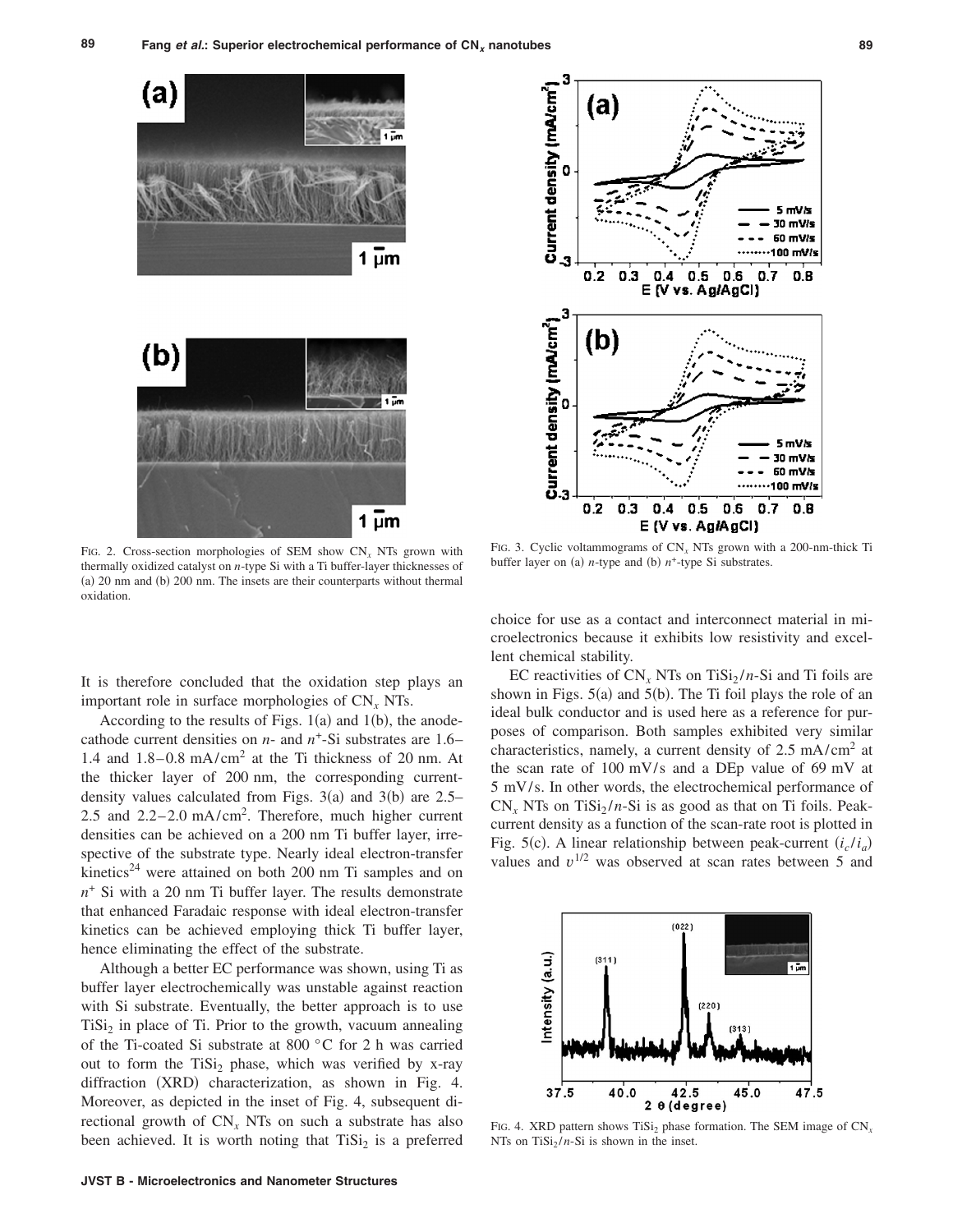FIG. 2. Cross-section morphologies of SEM show $CN_x$ NTs grown with thermally oxidized catalyst on *n*-type Si with a Ti buffer-layer thicknesses of (a) 20 nm and (b) 200 nm. The insets are their counterparts without thermal oxidation.

FIG. 3. Cyclic voltammograms of $CN_x$ NTs grown with a 200-nm-thick Ti buffer layer on (a) *n*-type and (b) $n^+$-type Si substrates.

It is therefore concluded that the oxidation step plays an important role in surface morphologies of $CN_x$ NTs.

According to the results of Figs. 1(a) and 1(b), the anode-cathode current densities on *n*- and $n^+$-Si substrates are 1.6–1.4 and 1.8–0.8 $mA/cm^2$ at the Ti thickness of 20 nm. At the thicker layer of 200 nm, the corresponding current-density values calculated from Figs. 3(a) and 3(b) are 2.5–2.5 and 2.2–2.0 $mA/cm^2$. Therefore, much higher current densities can be achieved on a 200 nm Ti buffer layer, irrespective of the substrate type. Nearly ideal electron-transfer kinetics[24] were attained on both 200 nm Ti samples and on $n^+$ Si with a 20 nm Ti buffer layer. The results demonstrate that enhanced Faradaic response with ideal electron-transfer kinetics can be achieved employing thick Ti buffer layer, hence eliminating the effect of the substrate.

Although a better EC performance was shown, using Ti as buffer layer electrochemically was unstable against reaction with Si substrate. Eventually, the better approach is to use $TiSi_2$ in place of Ti. Prior to the growth, vacuum annealing of the Ti-coated Si substrate at 800 °C for 2 h was carried out to form the $TiSi_2$ phase, which was verified by x-ray diffraction (XRD) characterization, as shown in Fig. 4. Moreover, as depicted in the inset of Fig. 4, subsequent directional growth of $CN_x$ NTs on such a substrate has also been achieved. It is worth noting that $TiSi_2$ is a preferred choice for use as a contact and interconnect material in microelectronics because it exhibits low resistivity and excellent chemical stability.

EC reactivities of $CN_x$ NTs on $TiSi_2/n$-Si and Ti foils are shown in Figs. 5(a) and 5(b). The Ti foil plays the role of an ideal bulk conductor and is used here as a reference for purposes of comparison. Both samples exhibited very similar characteristics, namely, a current density of 2.5 $mA/cm^2$ at the scan rate of 100 mV/s and a DEp value of 69 mV at 5 mV/s. In other words, the electrochemical performance of $CN_x$ NTs on $TiSi_2/n$-Si is as good as that on Ti foils. Peak-current density as a function of the scan-rate root is plotted in Fig. 5(c). A linear relationship between peak-current $(i_c/i_a)$ values and $v^{1/2}$ was observed at scan rates between 5 and

FIG. 4. XRD pattern shows $TiSi_2$ phase formation. The SEM image of $CN_x$ NTs on $TiSi_2/n$-Si is shown in the inset.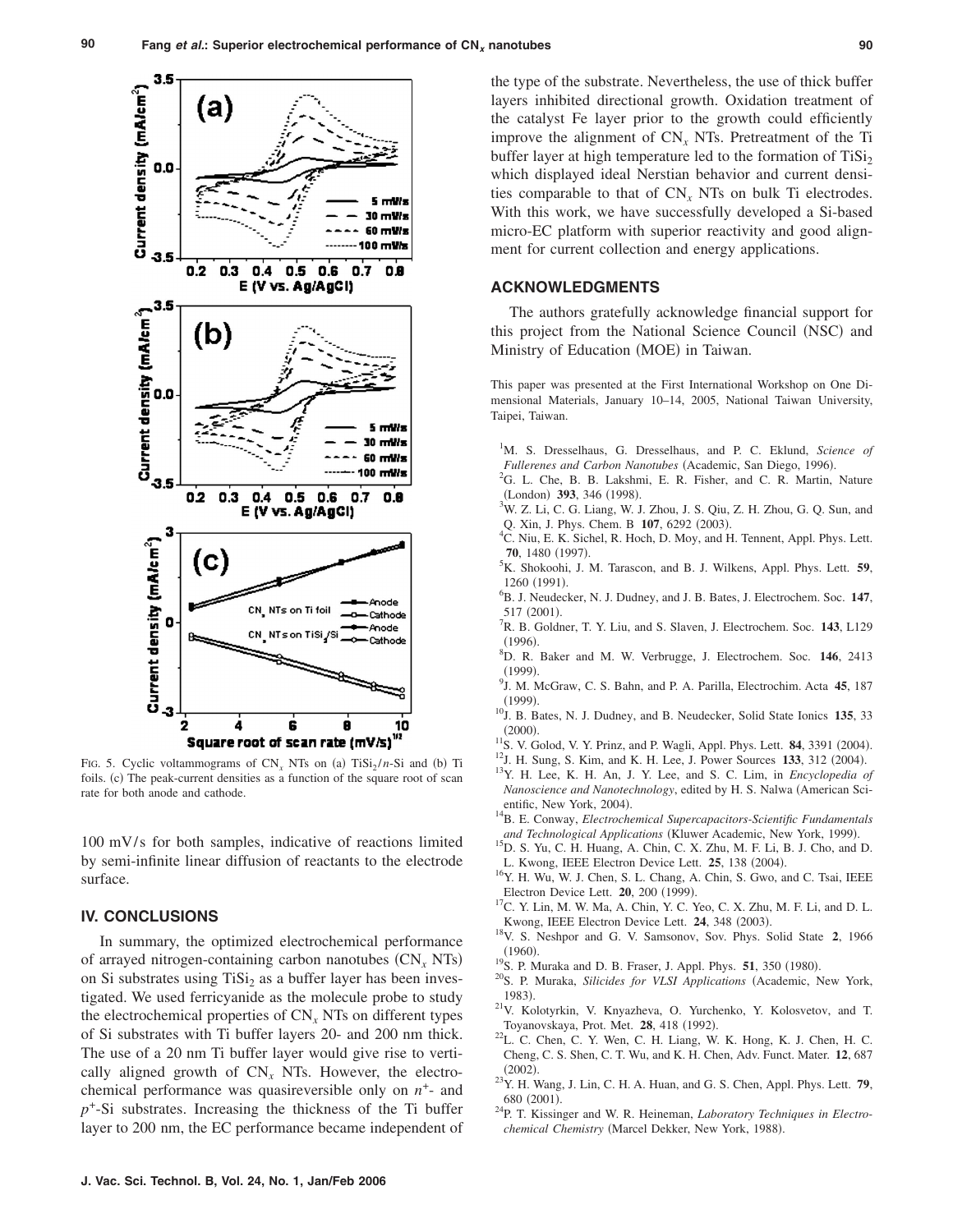(a)

Current density (mA/cm$^2$)

3.5

0.0

-3.5

5 mV/s

30 mV/s

60 mV/s

100 mV/s

0.2 0.3 0.4 0.5 0.6 0.7 0.8

E (V vs. Ag/AgCl)

(b)

Current density (mA/cm$^2$)

3.5

0.0

-3.5

5 mV/s

30 mV/s

60 mV/s

100 mV/s

0.2 0.3 0.4 0.5 0.6 0.7 0.8

E (V vs. Ag/AgCl)

(c)

Current density (mA/cm$^2$)

3

0

-3

$CN_x$ NTs on Ti foil

$CN_x$ NTs on $TiSi_2$/Si

Anode

Cathode

Anode

Cathode

2 4 6 8 10

Square root of scan rate (mV/s)$^{1/2}$

FIG. 5. Cyclic voltammograms of $CN_x$ NTs on (a) $TiSi_2$/$n$-Si and (b) Ti foils. (c) The peak-current densities as a function of the square root of scan rate for both anode and cathode.

100 mV/s for both samples, indicative of reactions limited by semi-infinite linear diffusion of reactants to the electrode surface.

## IV. CONCLUSIONS

In summary, the optimized electrochemical performance of arrayed nitrogen-containing carbon nanotubes ($CN_x$ NTs) on Si substrates using $TiSi_2$ as a buffer layer has been investigated. We used ferricyanide as the molecule probe to study the electrochemical properties of $CN_x$ NTs on different types of Si substrates with Ti buffer layers 20- and 200 nm thick. The use of a 20 nm Ti buffer layer would give rise to vertically aligned growth of $CN_x$ NTs. However, the electrochemical performance was quasireversible only on $n^+$- and $p^+$-Si substrates. Increasing the thickness of the Ti buffer layer to 200 nm, the EC performance became independent of the type of the substrate. Nevertheless, the use of thick buffer layers inhibited directional growth. Oxidation treatment of the catalyst Fe layer prior to the growth could efficiently improve the alignment of $CN_x$ NTs. Pretreatment of the Ti buffer layer at high temperature led to the formation of $TiSi_2$ which displayed ideal Nerstian behavior and current densities comparable to that of $CN_x$ NTs on bulk Ti electrodes. With this work, we have successfully developed a Si-based micro-EC platform with superior reactivity and good alignment for current collection and energy applications.

## ACKNOWLEDGMENTS

The authors gratefully acknowledge financial support for this project from the National Science Council (NSC) and Ministry of Education (MOE) in Taiwan.

This paper was presented at the First International Workshop on One Dimensional Materials, January 10–14, 2005, National Taiwan University, Taipei, Taiwan.

[1] M. S. Dresselhaus, G. Dresselhaus, and P. C. Eklund, *Science of Fullerenes and Carbon Nanotubes* (Academic, San Diego, 1996).
[2] G. L. Che, B. B. Lakshmi, E. R. Fisher, and C. R. Martin, Nature (London) **393**, 346 (1998).
[3] W. Z. Li, C. G. Liang, W. J. Zhou, J. S. Qiu, Z. H. Zhou, G. Q. Sun, and Q. Xin, J. Phys. Chem. B **107**, 6292 (2003).
[4] C. Niu, E. K. Sichel, R. Hoch, D. Moy, and H. Tennent, Appl. Phys. Lett. **70**, 1480 (1997).
[5] K. Shokoohi, J. M. Tarascon, and B. J. Wilkens, Appl. Phys. Lett. **59**, 1260 (1991).
[6] B. J. Neudecker, N. J. Dudney, and J. B. Bates, J. Electrochem. Soc. **147**, 517 (2001).
[7] R. B. Goldner, T. Y. Liu, and S. Slaven, J. Electrochem. Soc. **143**, L129 (1996).
[8] D. R. Baker and M. W. Verbrugge, J. Electrochem. Soc. **146**, 2413 (1999).
[9] J. M. McGraw, C. S. Bahn, and P. A. Parilla, Electrochim. Acta **45**, 187 (1999).
[10] J. B. Bates, N. J. Dudney, and B. Neudecker, Solid State Ionics **135**, 33 (2000).
[11] S. V. Golod, V. Y. Prinz, and P. Wagli, Appl. Phys. Lett. **84**, 3391 (2004).
[12] J. H. Sung, S. Kim, and K. H. Lee, J. Power Sources **133**, 312 (2004).
[13] Y. H. Lee, K. H. An, J. Y. Lee, and S. C. Lim, in *Encyclopedia of Nanoscience and Nanotechnology*, edited by H. S. Nalwa (American Scientific, New York, 2004).
[14] B. E. Conway, *Electrochemical Supercapacitors-Scientific Fundamentals and Technological Applications* (Kluwer Academic, New York, 1999).
[15] D. S. Yu, C. H. Huang, A. Chin, C. X. Zhu, M. F. Li, B. J. Cho, and D. L. Kwong, IEEE Electron Device Lett. **25**, 138 (2004).
[16] Y. H. Wu, W. J. Chen, S. L. Chang, A. Chin, S. Gwo, and C. Tsai, IEEE Electron Device Lett. **20**, 200 (1999).
[17] C. Y. Lin, M. W. Ma, A. Chin, Y. C. Yeo, C. X. Zhu, M. F. Li, and D. L. Kwong, IEEE Electron Device Lett. **24**, 348 (2003).
[18] V. S. Neshpor and G. V. Samsonov, Sov. Phys. Solid State **2**, 1966 (1960).
[19] S. P. Muraka and D. B. Fraser, J. Appl. Phys. **51**, 350 (1980).
[20] S. P. Muraka, *Silicides for VLSI Applications* (Academic, New York, 1983).
[21] V. Kolotyrkin, V. Knyazheva, O. Yurchenko, Y. Kolosvetov, and T. Toyanovskaya, Prot. Met. **28**, 418 (1992).
[22] L. C. Chen, C. Y. Wen, C. H. Liang, W. K. Hong, K. J. Chen, H. C. Cheng, C. S. Shen, C. T. Wu, and K. H. Chen, Adv. Funct. Mater. **12**, 687 (2002).
[23] Y. H. Wang, J. Lin, C. H. A. Huan, and G. S. Chen, Appl. Phys. Lett. **79**, 680 (2001).
[24] P. T. Kissinger and W. R. Heineman, *Laboratory Techniques in Electrochemical Chemistry* (Marcel Dekker, New York, 1988).